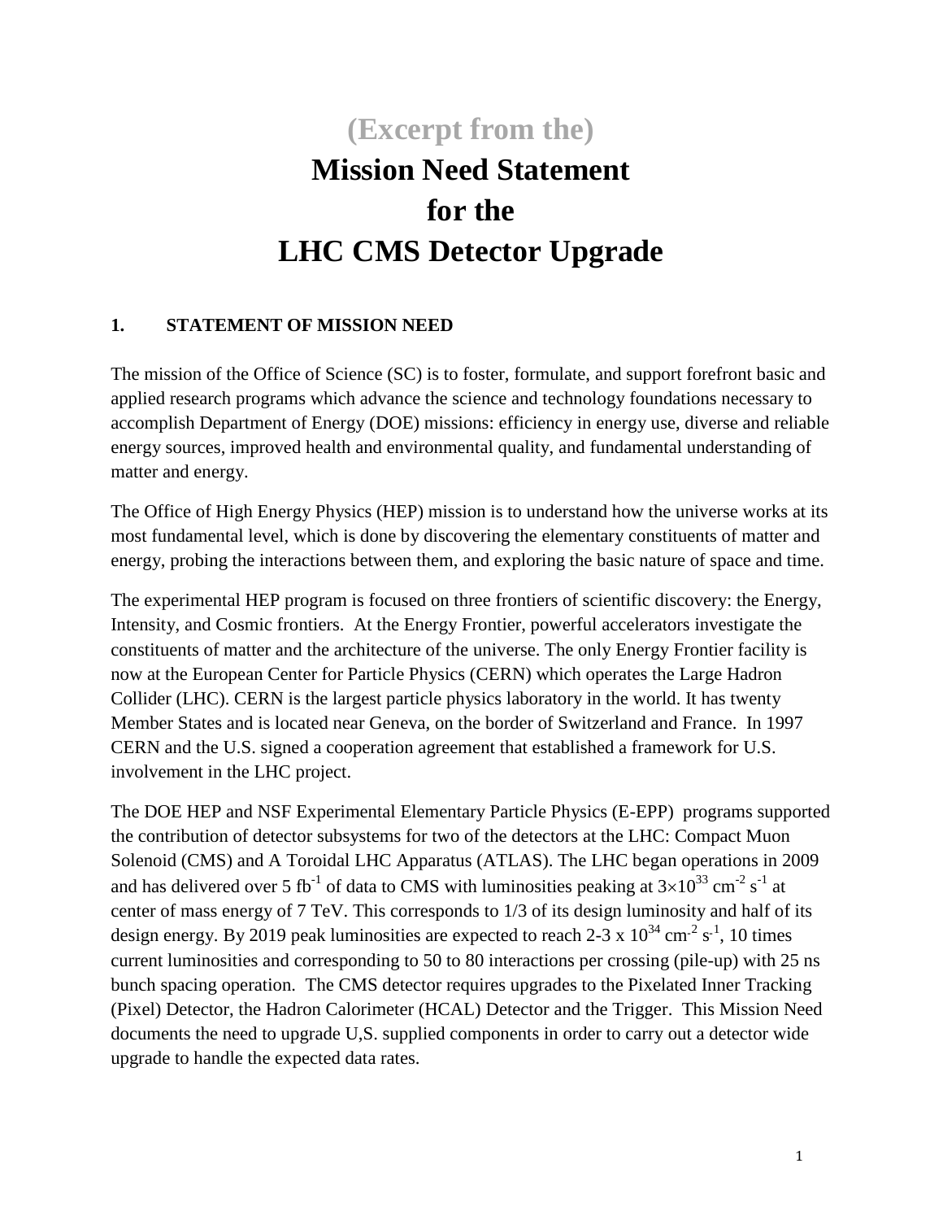# (Excerpt from the)
# Mission Need Statement for the LHC CMS Detector Upgrade

## 1. STATEMENT OF MISSION NEED

The mission of the Office of Science (SC) is to foster, formulate, and support forefront basic and applied research programs which advance the science and technology foundations necessary to accomplish Department of Energy (DOE) missions: efficiency in energy use, diverse and reliable energy sources, improved health and environmental quality, and fundamental understanding of matter and energy.

The Office of High Energy Physics (HEP) mission is to understand how the universe works at its most fundamental level, which is done by discovering the elementary constituents of matter and energy, probing the interactions between them, and exploring the basic nature of space and time.

The experimental HEP program is focused on three frontiers of scientific discovery: the Energy, Intensity, and Cosmic frontiers. At the Energy Frontier, powerful accelerators investigate the constituents of matter and the architecture of the universe. The only Energy Frontier facility is now at the European Center for Particle Physics (CERN) which operates the Large Hadron Collider (LHC). CERN is the largest particle physics laboratory in the world. It has twenty Member States and is located near Geneva, on the border of Switzerland and France. In 1997 CERN and the U.S. signed a cooperation agreement that established a framework for U.S. involvement in the LHC project.

The DOE HEP and NSF Experimental Elementary Particle Physics (E-EPP) programs supported the contribution of detector subsystems for two of the detectors at the LHC: Compact Muon Solenoid (CMS) and A Toroidal LHC Apparatus (ATLAS). The LHC began operations in 2009 and has delivered over 5 $fb^{-1}$ of data to CMS with luminosities peaking at $3\times10^{33}$ $cm^{-2}$ $s^{-1}$ at center of mass energy of 7 TeV. This corresponds to 1/3 of its design luminosity and half of its design energy. By 2019 peak luminosities are expected to reach 2-3 x $10^{34}$ $cm^{-2}$ $s^{-1}$, 10 times current luminosities and corresponding to 50 to 80 interactions per crossing (pile-up) with 25 ns bunch spacing operation. The CMS detector requires upgrades to the Pixelated Inner Tracking (Pixel) Detector, the Hadron Calorimeter (HCAL) Detector and the Trigger. This Mission Need documents the need to upgrade U,S. supplied components in order to carry out a detector wide upgrade to handle the expected data rates.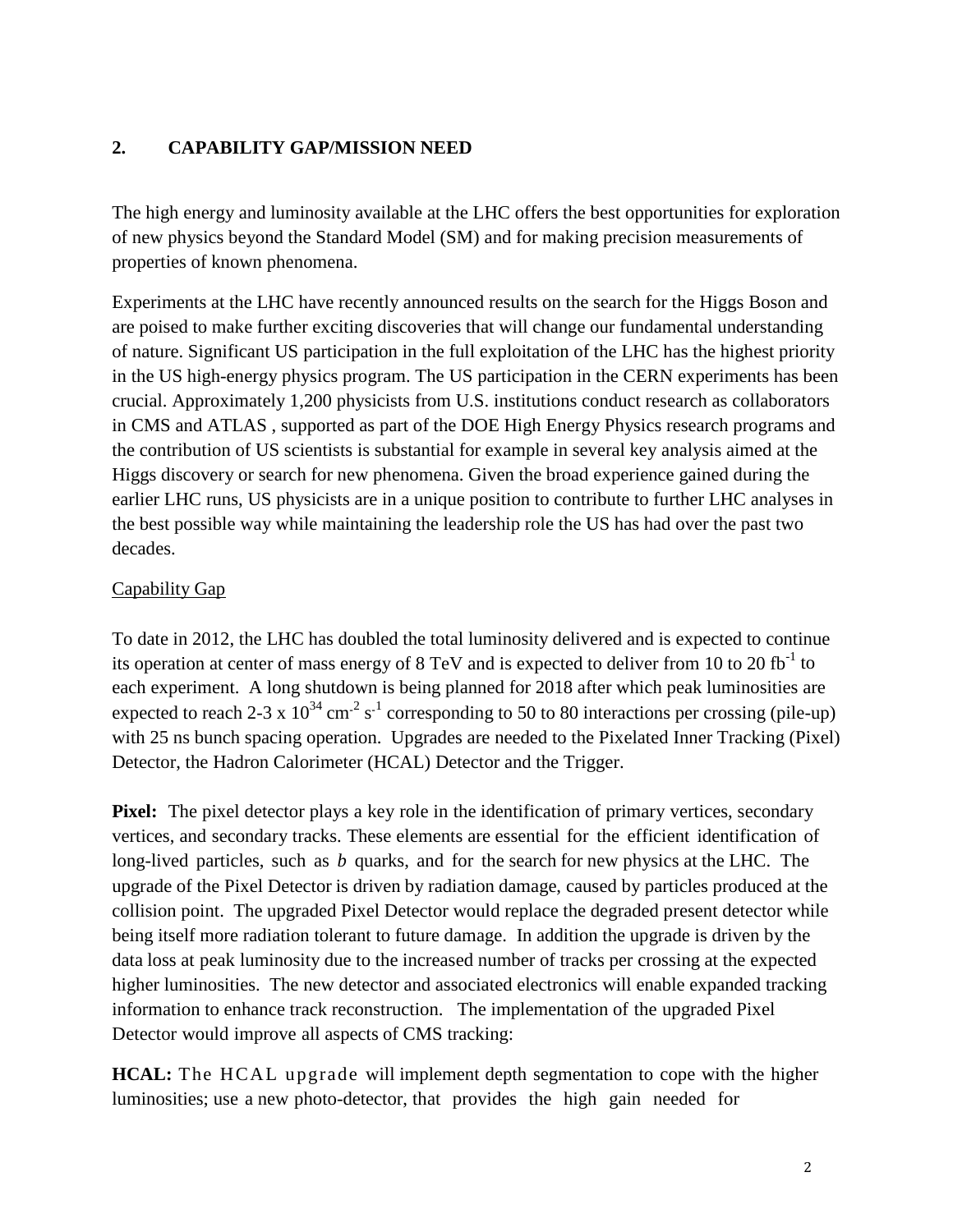## 2. CAPABILITY GAP/MISSION NEED

The high energy and luminosity available at the LHC offers the best opportunities for exploration of new physics beyond the Standard Model (SM) and for making precision measurements of properties of known phenomena.

Experiments at the LHC have recently announced results on the search for the Higgs Boson and are poised to make further exciting discoveries that will change our fundamental understanding of nature. Significant US participation in the full exploitation of the LHC has the highest priority in the US high-energy physics program. The US participation in the CERN experiments has been crucial. Approximately 1,200 physicists from U.S. institutions conduct research as collaborators in CMS and ATLAS , supported as part of the DOE High Energy Physics research programs and the contribution of US scientists is substantial for example in several key analysis aimed at the Higgs discovery or search for new phenomena. Given the broad experience gained during the earlier LHC runs, US physicists are in a unique position to contribute to further LHC analyses in the best possible way while maintaining the leadership role the US has had over the past two decades.

Capability Gap

To date in 2012, the LHC has doubled the total luminosity delivered and is expected to continue its operation at center of mass energy of 8 TeV and is expected to deliver from 10 to 20 $fb^{-1}$ to each experiment. A long shutdown is being planned for 2018 after which peak luminosities are expected to reach 2-3 x $10^{34}$ $cm^{-2}$ $s^{-1}$ corresponding to 50 to 80 interactions per crossing (pile-up) with 25 ns bunch spacing operation. Upgrades are needed to the Pixelated Inner Tracking (Pixel) Detector, the Hadron Calorimeter (HCAL) Detector and the Trigger.

**Pixel:** The pixel detector plays a key role in the identification of primary vertices, secondary vertices, and secondary tracks. These elements are essential for the efficient identification of long-lived particles, such as *b* quarks, and for the search for new physics at the LHC. The upgrade of the Pixel Detector is driven by radiation damage, caused by particles produced at the collision point. The upgraded Pixel Detector would replace the degraded present detector while being itself more radiation tolerant to future damage. In addition the upgrade is driven by the data loss at peak luminosity due to the increased number of tracks per crossing at the expected higher luminosities. The new detector and associated electronics will enable expanded tracking information to enhance track reconstruction. The implementation of the upgraded Pixel Detector would improve all aspects of CMS tracking:

**HCAL:** The HCAL upgrade will implement depth segmentation to cope with the higher luminosities; use a new photo-detector, that provides the high gain needed for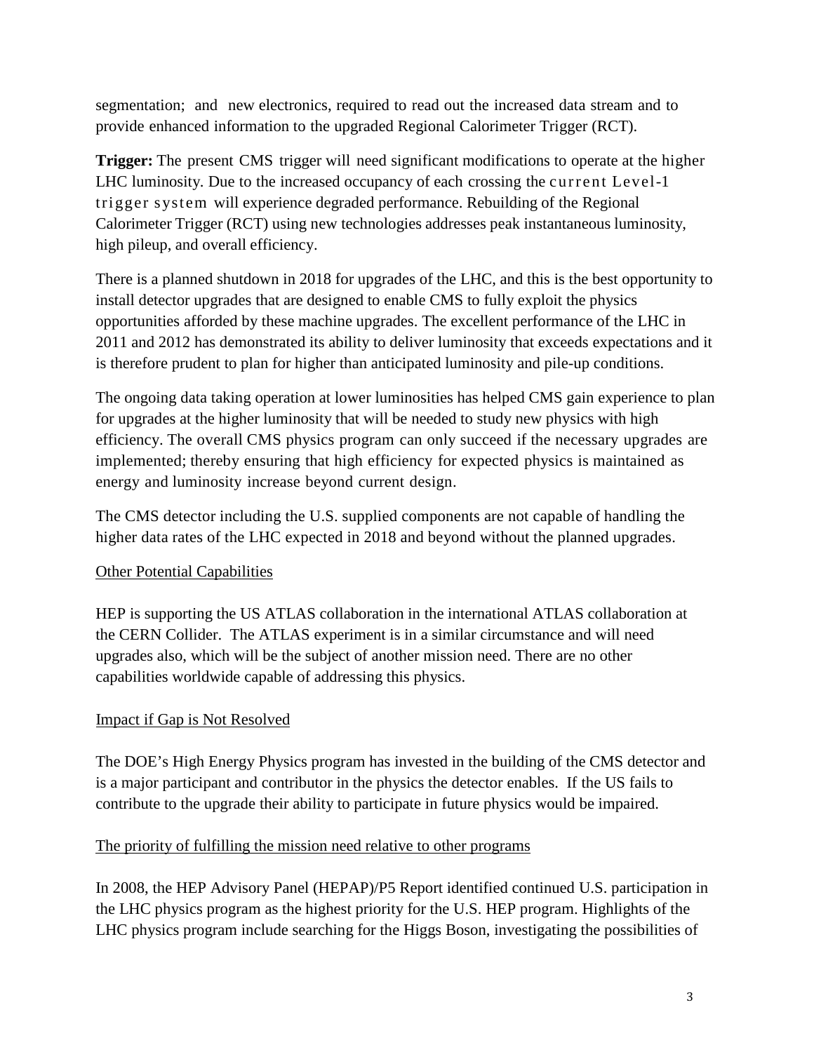segmentation; and new electronics, required to read out the increased data stream and to provide enhanced information to the upgraded Regional Calorimeter Trigger (RCT).

**Trigger:** The present CMS trigger will need significant modifications to operate at the higher LHC luminosity. Due to the increased occupancy of each crossing the current Level-1 trigger system will experience degraded performance. Rebuilding of the Regional Calorimeter Trigger (RCT) using new technologies addresses peak instantaneous luminosity, high pileup, and overall efficiency.

There is a planned shutdown in 2018 for upgrades of the LHC, and this is the best opportunity to install detector upgrades that are designed to enable CMS to fully exploit the physics opportunities afforded by these machine upgrades. The excellent performance of the LHC in 2011 and 2012 has demonstrated its ability to deliver luminosity that exceeds expectations and it is therefore prudent to plan for higher than anticipated luminosity and pile-up conditions.

The ongoing data taking operation at lower luminosities has helped CMS gain experience to plan for upgrades at the higher luminosity that will be needed to study new physics with high efficiency. The overall CMS physics program can only succeed if the necessary upgrades are implemented; thereby ensuring that high efficiency for expected physics is maintained as energy and luminosity increase beyond current design.

The CMS detector including the U.S. supplied components are not capable of handling the higher data rates of the LHC expected in 2018 and beyond without the planned upgrades.

<u>Other Potential Capabilities</u>

HEP is supporting the US ATLAS collaboration in the international ATLAS collaboration at the CERN Collider. The ATLAS experiment is in a similar circumstance and will need upgrades also, which will be the subject of another mission need. There are no other capabilities worldwide capable of addressing this physics.

<u>Impact if Gap is Not Resolved</u>

The DOE's High Energy Physics program has invested in the building of the CMS detector and is a major participant and contributor in the physics the detector enables. If the US fails to contribute to the upgrade their ability to participate in future physics would be impaired.

<u>The priority of fulfilling the mission need relative to other programs</u>

In 2008, the HEP Advisory Panel (HEPAP)/P5 Report identified continued U.S. participation in the LHC physics program as the highest priority for the U.S. HEP program. Highlights of the LHC physics program include searching for the Higgs Boson, investigating the possibilities of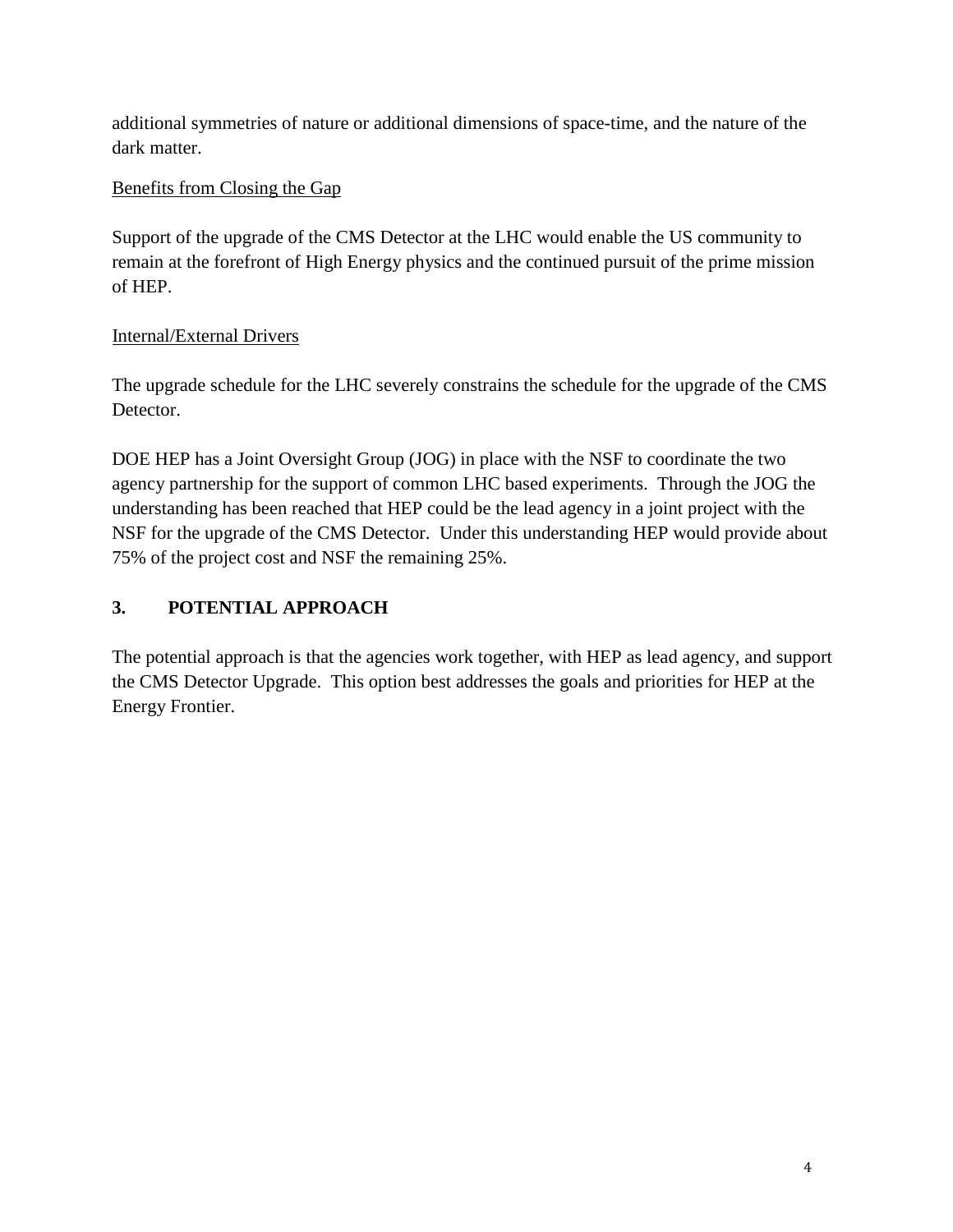additional symmetries of nature or additional dimensions of space-time, and the nature of the dark matter.

<u>Benefits from Closing the Gap</u>

Support of the upgrade of the CMS Detector at the LHC would enable the US community to remain at the forefront of High Energy physics and the continued pursuit of the prime mission of HEP.

<u>Internal/External Drivers</u>

The upgrade schedule for the LHC severely constrains the schedule for the upgrade of the CMS Detector.

DOE HEP has a Joint Oversight Group (JOG) in place with the NSF to coordinate the two agency partnership for the support of common LHC based experiments. Through the JOG the understanding has been reached that HEP could be the lead agency in a joint project with the NSF for the upgrade of the CMS Detector. Under this understanding HEP would provide about 75% of the project cost and NSF the remaining 25%.

## 3. POTENTIAL APPROACH

The potential approach is that the agencies work together, with HEP as lead agency, and support the CMS Detector Upgrade. This option best addresses the goals and priorities for HEP at the Energy Frontier.